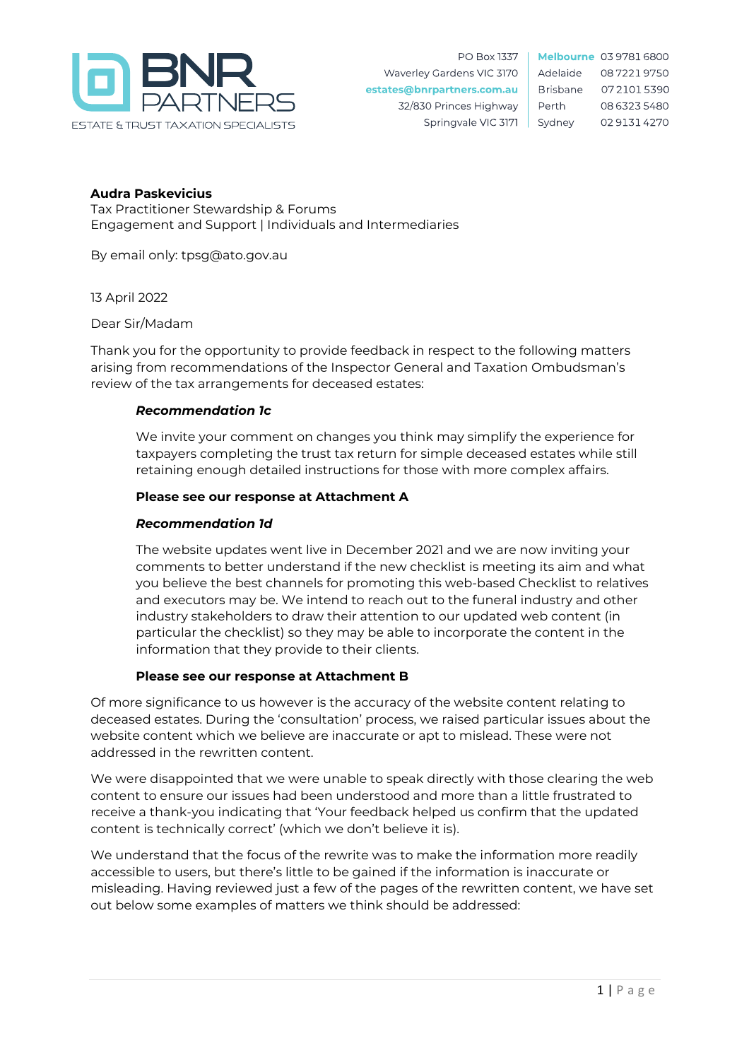**BNR PARTNERS**
ESTATE & TRUST TAXATION SPECIALISTS

PO Box 1337
Waverley Gardens VIC 3170
estates@bnrpartners.com.au
32/830 Princes Highway
Springvale VIC 3171

| | |
|---|---|
| Melbourne | 03 9781 6800 |
| Adelaide | 08 7221 9750 |
| Brisbane | 07 2101 5390 |
| Perth | 08 6323 5480 |
| Sydney | 02 9131 4270 |

**Audra Paskevicius**
Tax Practitioner Stewardship & Forums
Engagement and Support | Individuals and Intermediaries

By email only: tpsg@ato.gov.au

13 April 2022

Dear Sir/Madam

Thank you for the opportunity to provide feedback in respect to the following matters arising from recommendations of the Inspector General and Taxation Ombudsman's review of the tax arrangements for deceased estates:

> ***Recommendation 1c***
>
> We invite your comment on changes you think may simplify the experience for taxpayers completing the trust tax return for simple deceased estates while still retaining enough detailed instructions for those with more complex affairs.
>
> **Please see our response at Attachment A**
>
> ***Recommendation 1d***
>
> The website updates went live in December 2021 and we are now inviting your comments to better understand if the new checklist is meeting its aim and what you believe the best channels for promoting this web-based Checklist to relatives and executors may be. We intend to reach out to the funeral industry and other industry stakeholders to draw their attention to our updated web content (in particular the checklist) so they may be able to incorporate the content in the information that they provide to their clients.
>
> **Please see our response at Attachment B**

Of more significance to us however is the accuracy of the website content relating to deceased estates. During the 'consultation' process, we raised particular issues about the website content which we believe are inaccurate or apt to mislead. These were not addressed in the rewritten content.

We were disappointed that we were unable to speak directly with those clearing the web content to ensure our issues had been understood and more than a little frustrated to receive a thank-you indicating that 'Your feedback helped us confirm that the updated content is technically correct' (which we don't believe it is).

We understand that the focus of the rewrite was to make the information more readily accessible to users, but there's little to be gained if the information is inaccurate or misleading. Having reviewed just a few of the pages of the rewritten content, we have set out below some examples of matters we think should be addressed: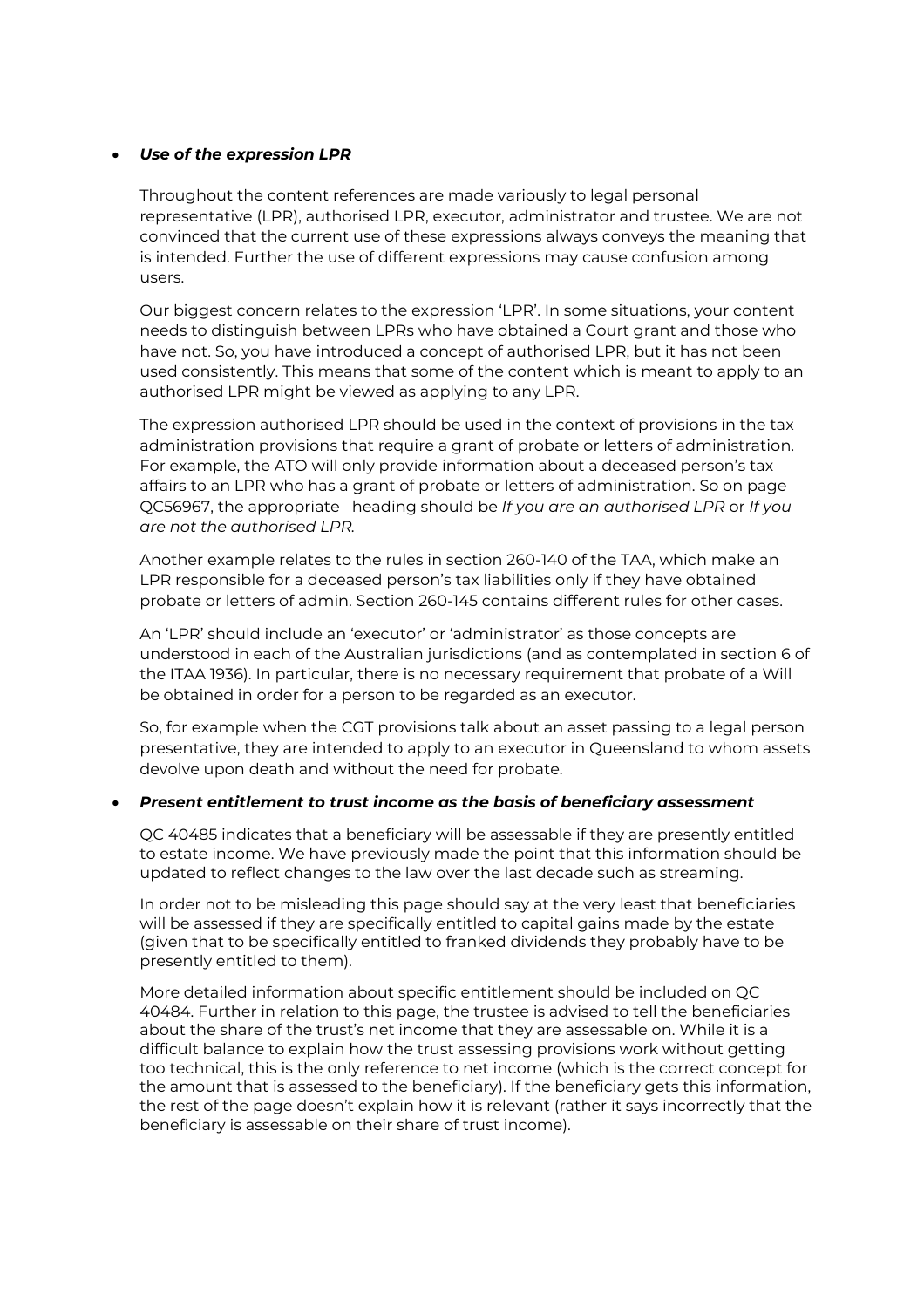- ***Use of the expression LPR***

  Throughout the content references are made variously to legal personal representative (LPR), authorised LPR, executor, administrator and trustee. We are not convinced that the current use of these expressions always conveys the meaning that is intended. Further the use of different expressions may cause confusion among users.

  Our biggest concern relates to the expression 'LPR'. In some situations, your content needs to distinguish between LPRs who have obtained a Court grant and those who have not. So, you have introduced a concept of authorised LPR, but it has not been used consistently. This means that some of the content which is meant to apply to an authorised LPR might be viewed as applying to any LPR.

  The expression authorised LPR should be used in the context of provisions in the tax administration provisions that require a grant of probate or letters of administration. For example, the ATO will only provide information about a deceased person's tax affairs to an LPR who has a grant of probate or letters of administration. So on page QC56967, the appropriate heading should be *If you are an authorised LPR* or *If you are not the authorised LPR.*

  Another example relates to the rules in section 260-140 of the TAA, which make an LPR responsible for a deceased person's tax liabilities only if they have obtained probate or letters of admin. Section 260-145 contains different rules for other cases.

  An 'LPR' should include an 'executor' or 'administrator' as those concepts are understood in each of the Australian jurisdictions (and as contemplated in section 6 of the ITAA 1936). In particular, there is no necessary requirement that probate of a Will be obtained in order for a person to be regarded as an executor.

  So, for example when the CGT provisions talk about an asset passing to a legal person presentative, they are intended to apply to an executor in Queensland to whom assets devolve upon death and without the need for probate.

- ***Present entitlement to trust income as the basis of beneficiary assessment***

  QC 40485 indicates that a beneficiary will be assessable if they are presently entitled to estate income. We have previously made the point that this information should be updated to reflect changes to the law over the last decade such as streaming.

  In order not to be misleading this page should say at the very least that beneficiaries will be assessed if they are specifically entitled to capital gains made by the estate (given that to be specifically entitled to franked dividends they probably have to be presently entitled to them).

  More detailed information about specific entitlement should be included on QC 40484. Further in relation to this page, the trustee is advised to tell the beneficiaries about the share of the trust's net income that they are assessable on. While it is a difficult balance to explain how the trust assessing provisions work without getting too technical, this is the only reference to net income (which is the correct concept for the amount that is assessed to the beneficiary). If the beneficiary gets this information, the rest of the page doesn't explain how it is relevant (rather it says incorrectly that the beneficiary is assessable on their share of trust income).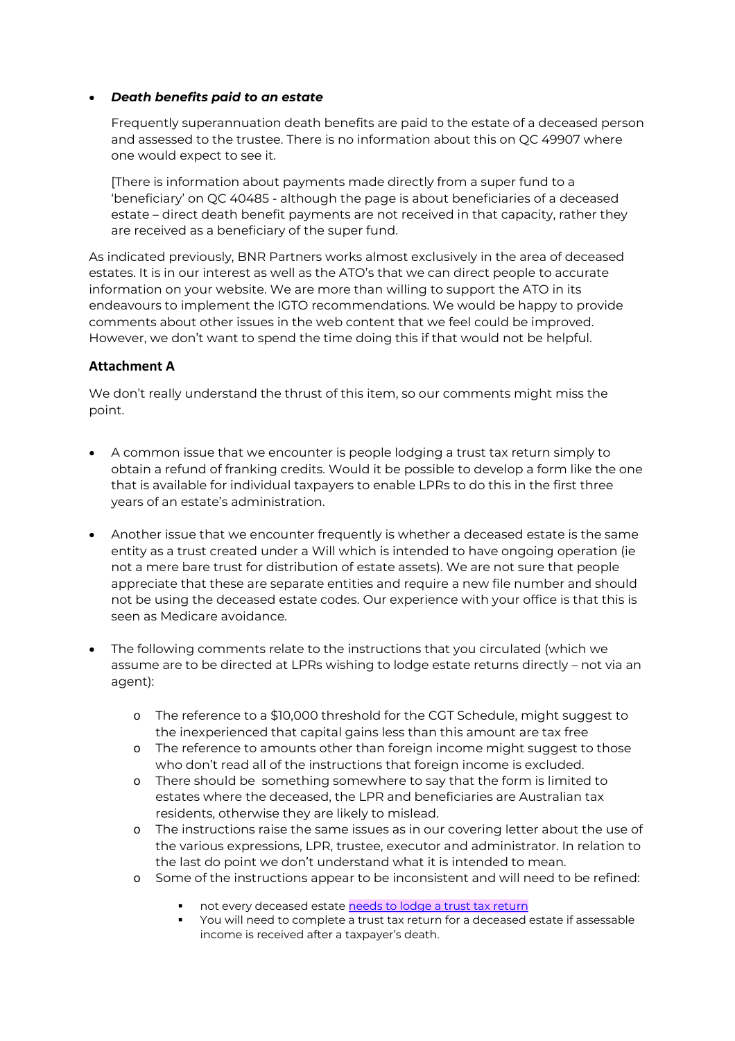- ***Death benefits paid to an estate***

  Frequently superannuation death benefits are paid to the estate of a deceased person and assessed to the trustee. There is no information about this on QC 49907 where one would expect to see it.

  [There is information about payments made directly from a super fund to a 'beneficiary' on QC 40485 - although the page is about beneficiaries of a deceased estate – direct death benefit payments are not received in that capacity, rather they are received as a beneficiary of the super fund.

As indicated previously, BNR Partners works almost exclusively in the area of deceased estates. It is in our interest as well as the ATO's that we can direct people to accurate information on your website. We are more than willing to support the ATO in its endeavours to implement the IGTO recommendations. We would be happy to provide comments about other issues in the web content that we feel could be improved. However, we don't want to spend the time doing this if that would not be helpful.

## Attachment A

We don't really understand the thrust of this item, so our comments might miss the point.

- A common issue that we encounter is people lodging a trust tax return simply to obtain a refund of franking credits. Would it be possible to develop a form like the one that is available for individual taxpayers to enable LPRs to do this in the first three years of an estate's administration.

- Another issue that we encounter frequently is whether a deceased estate is the same entity as a trust created under a Will which is intended to have ongoing operation (ie not a mere bare trust for distribution of estate assets). We are not sure that people appreciate that these are separate entities and require a new file number and should not be using the deceased estate codes. Our experience with your office is that this is seen as Medicare avoidance.

- The following comments relate to the instructions that you circulated (which we assume are to be directed at LPRs wishing to lodge estate returns directly – not via an agent):

  - The reference to a $10,000 threshold for the CGT Schedule, might suggest to the inexperienced that capital gains less than this amount are tax free
  - The reference to amounts other than foreign income might suggest to those who don't read all of the instructions that foreign income is excluded.
  - There should be something somewhere to say that the form is limited to estates where the deceased, the LPR and beneficiaries are Australian tax residents, otherwise they are likely to mislead.
  - The instructions raise the same issues as in our covering letter about the use of the various expressions, LPR, trustee, executor and administrator. In relation to the last do point we don't understand what it is intended to mean.
  - Some of the instructions appear to be inconsistent and will need to be refined:
    - not every deceased estate needs to lodge a trust tax return
    - You will need to complete a trust tax return for a deceased estate if assessable income is received after a taxpayer's death.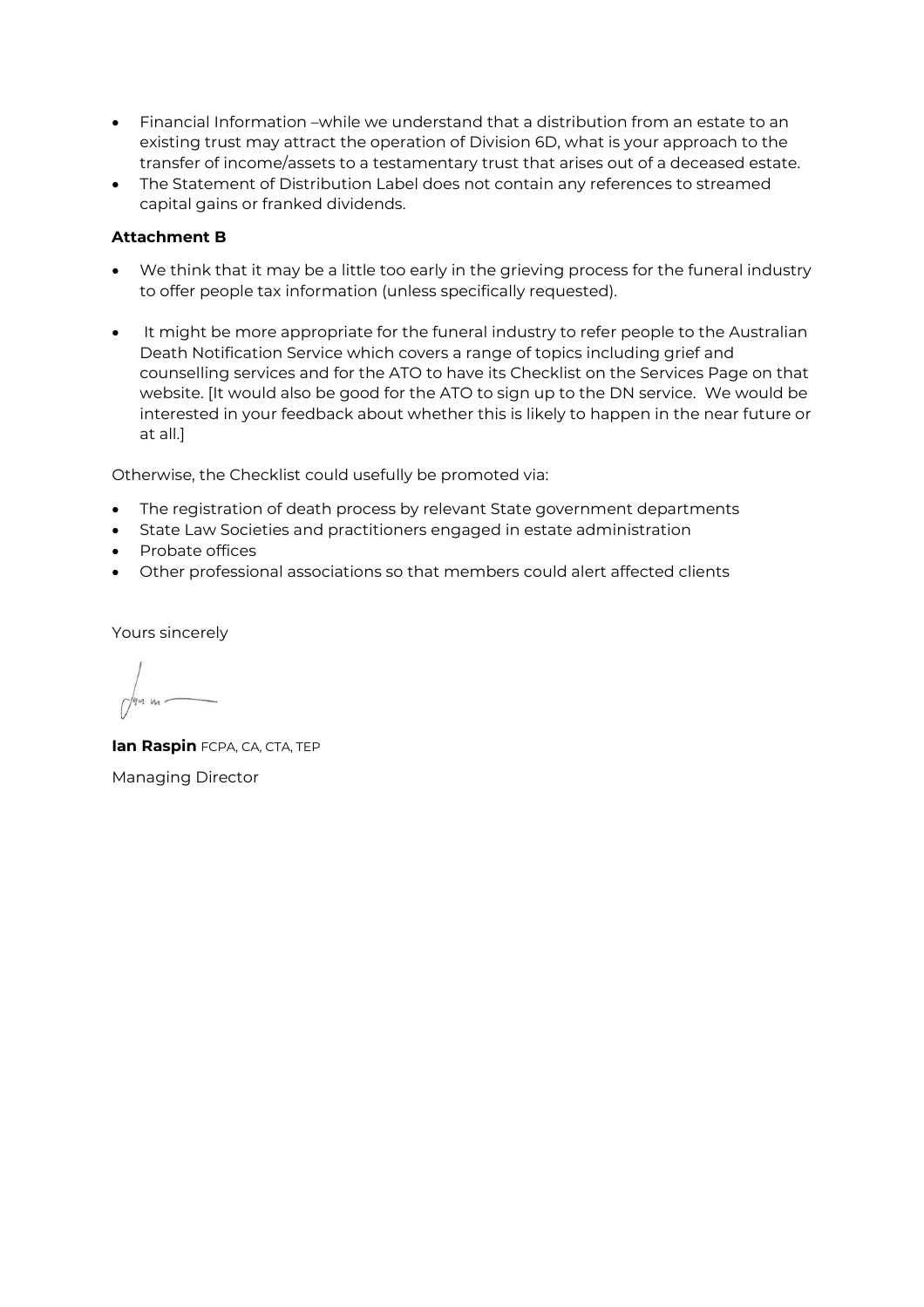- Financial Information –while we understand that a distribution from an estate to an existing trust may attract the operation of Division 6D, what is your approach to the transfer of income/assets to a testamentary trust that arises out of a deceased estate.
- The Statement of Distribution Label does not contain any references to streamed capital gains or franked dividends.

**Attachment B**

- We think that it may be a little too early in the grieving process for the funeral industry to offer people tax information (unless specifically requested).
- It might be more appropriate for the funeral industry to refer people to the Australian Death Notification Service which covers a range of topics including grief and counselling services and for the ATO to have its Checklist on the Services Page on that website. [It would also be good for the ATO to sign up to the DN service. We would be interested in your feedback about whether this is likely to happen in the near future or at all.]

Otherwise, the Checklist could usefully be promoted via:

- The registration of death process by relevant State government departments
- State Law Societies and practitioners engaged in estate administration
- Probate offices
- Other professional associations so that members could alert affected clients

Yours sincerely

**Ian Raspin** FCPA, CA, CTA, TEP

Managing Director